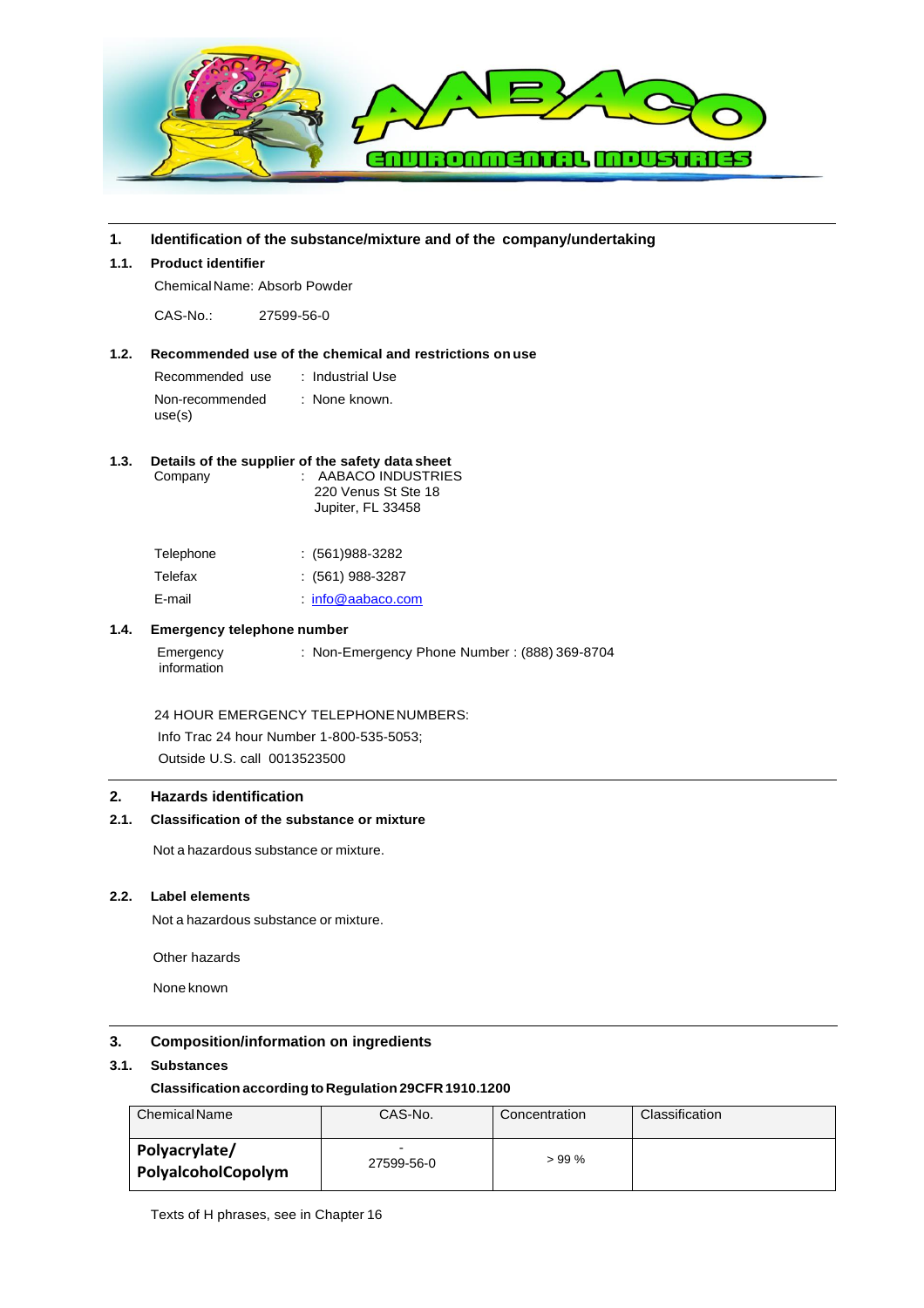## 1. Identification of the substance/mixture and of the company/undertaking

### 1.1. Product identifier

Chemical Name: Absorb Powder

CAS-No.: 27599-56-0

### 1.2. Recommended use of the chemical and restrictions on use

| | |
|---|---|
| Recommended use | : Industrial Use |
| Non-recommended use(s) | : None known. |

### 1.3. Details of the supplier of the safety data sheet

| | |
|---|---|
| Company | : AABACO INDUSTRIES<br>220 Venus St Ste 18<br>Jupiter, FL 33458 |
| Telephone | : (561)988-3282 |
| Telefax | : (561) 988-3287 |
| E-mail | : info@aabaco.com |

### 1.4. Emergency telephone number

| | |
|---|---|
| Emergency information | : Non-Emergency Phone Number : (888) 369-8704 |

24 HOUR EMERGENCY TELEPHONE NUMBERS:
Info Trac 24 hour Number 1-800-535-5053;
Outside U.S. call 0013523500

## 2. Hazards identification

### 2.1. Classification of the substance or mixture

Not a hazardous substance or mixture.

### 2.2. Label elements

Not a hazardous substance or mixture.

Other hazards

None known

## 3. Composition/information on ingredients

### 3.1. Substances

**Classification according to Regulation 29CFR 1910.1200**

| Chemical Name | CAS-No. | Concentration | Classification |
|---|---|---|---|
| **Polyacrylate/ PolyalcoholCopolym** | -<br>27599-56-0 | > 99 % | |

Texts of H phrases, see in Chapter 16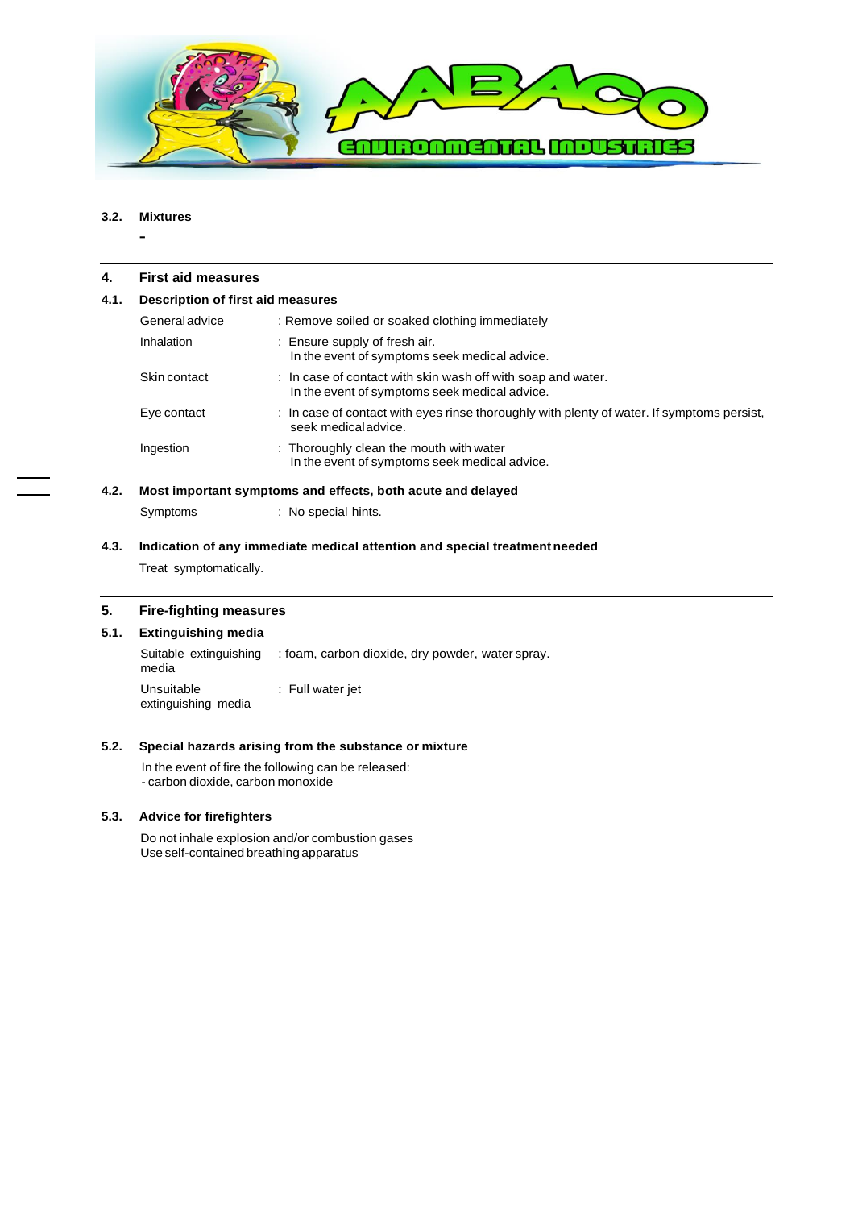### 3.2. Mixtures

-

## 4. First aid measures

### 4.1. Description of first aid measures

| | |
|---|---|
| General advice | : Remove soiled or soaked clothing immediately |
| Inhalation | : Ensure supply of fresh air. In the event of symptoms seek medical advice. |
| Skin contact | : In case of contact with skin wash off with soap and water. In the event of symptoms seek medical advice. |
| Eye contact | : In case of contact with eyes rinse thoroughly with plenty of water. If symptoms persist, seek medical advice. |
| Ingestion | : Thoroughly clean the mouth with water In the event of symptoms seek medical advice. |

### 4.2. Most important symptoms and effects, both acute and delayed

| | |
|---|---|
| Symptoms | : No special hints. |

### 4.3. Indication of any immediate medical attention and special treatment needed

Treat symptomatically.

## 5. Fire-fighting measures

### 5.1. Extinguishing media

| | |
|---|---|
| Suitable extinguishing media | : foam, carbon dioxide, dry powder, water spray. |
| Unsuitable extinguishing media | : Full water jet |

### 5.2. Special hazards arising from the substance or mixture

In the event of fire the following can be released:
- carbon dioxide, carbon monoxide

### 5.3. Advice for firefighters

Do not inhale explosion and/or combustion gases
Use self-contained breathing apparatus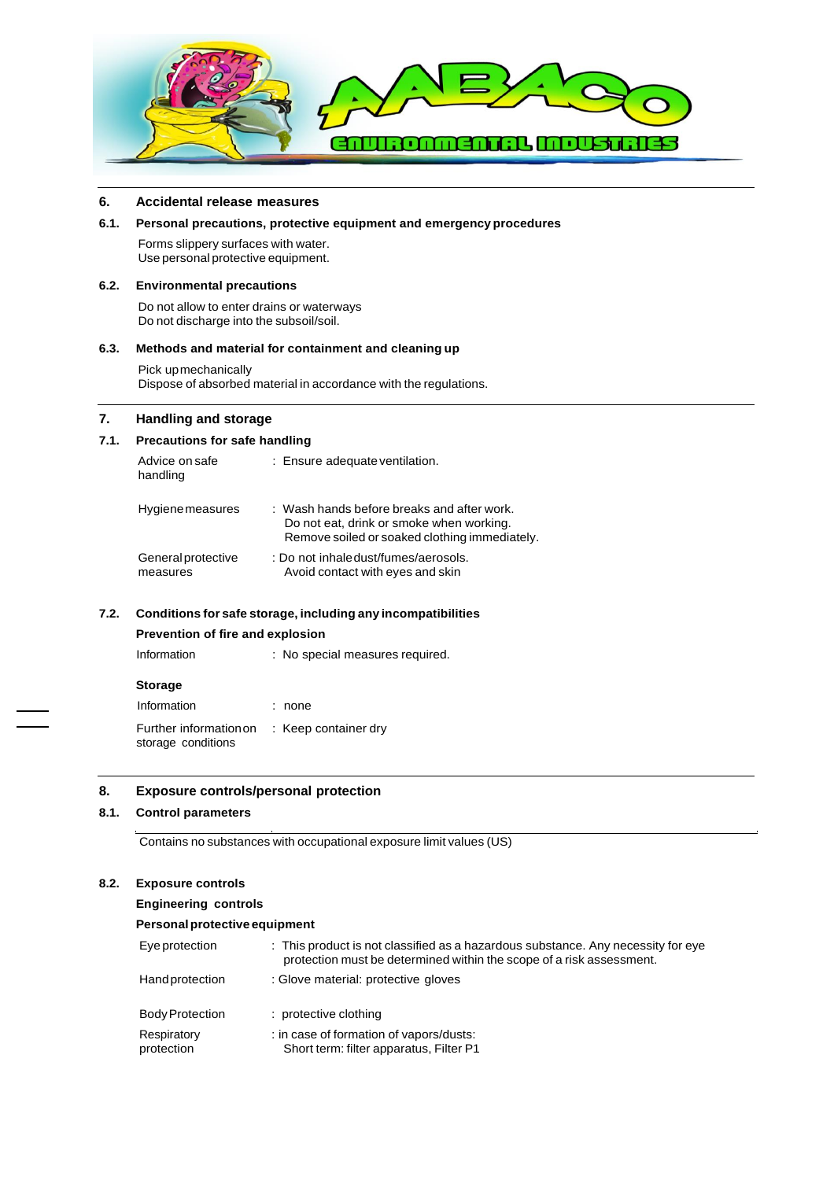## 6. Accidental release measures

### 6.1. Personal precautions, protective equipment and emergency procedures

Forms slippery surfaces with water.
Use personal protective equipment.

### 6.2. Environmental precautions

Do not allow to enter drains or waterways
Do not discharge into the subsoil/soil.

### 6.3. Methods and material for containment and cleaning up

Pick up mechanically
Dispose of absorbed material in accordance with the regulations.

## 7. Handling and storage

### 7.1. Precautions for safe handling

| | |
|---|---|
| Advice on safe handling | : Ensure adequate ventilation. |
| Hygiene measures | : Wash hands before breaks and after work.<br>Do not eat, drink or smoke when working.<br>Remove soiled or soaked clothing immediately. |
| General protective measures | : Do not inhale dust/fumes/aerosols.<br>Avoid contact with eyes and skin |

### 7.2. Conditions for safe storage, including any incompatibilities

**Prevention of fire and explosion**

| | |
|---|---|
| Information | : No special measures required. |

**Storage**

| | |
|---|---|
| Information | : none |
| Further information on storage conditions | : Keep container dry |

## 8. Exposure controls/personal protection

### 8.1. Control parameters

Contains no substances with occupational exposure limit values (US)

### 8.2. Exposure controls

**Engineering controls**

**Personal protective equipment**

| | |
|---|---|
| Eye protection | : This product is not classified as a hazardous substance. Any necessity for eye protection must be determined within the scope of a risk assessment. |
| Hand protection | : Glove material: protective gloves |
| Body Protection | : protective clothing |
| Respiratory protection | : in case of formation of vapors/dusts:<br>Short term: filter apparatus, Filter P1 |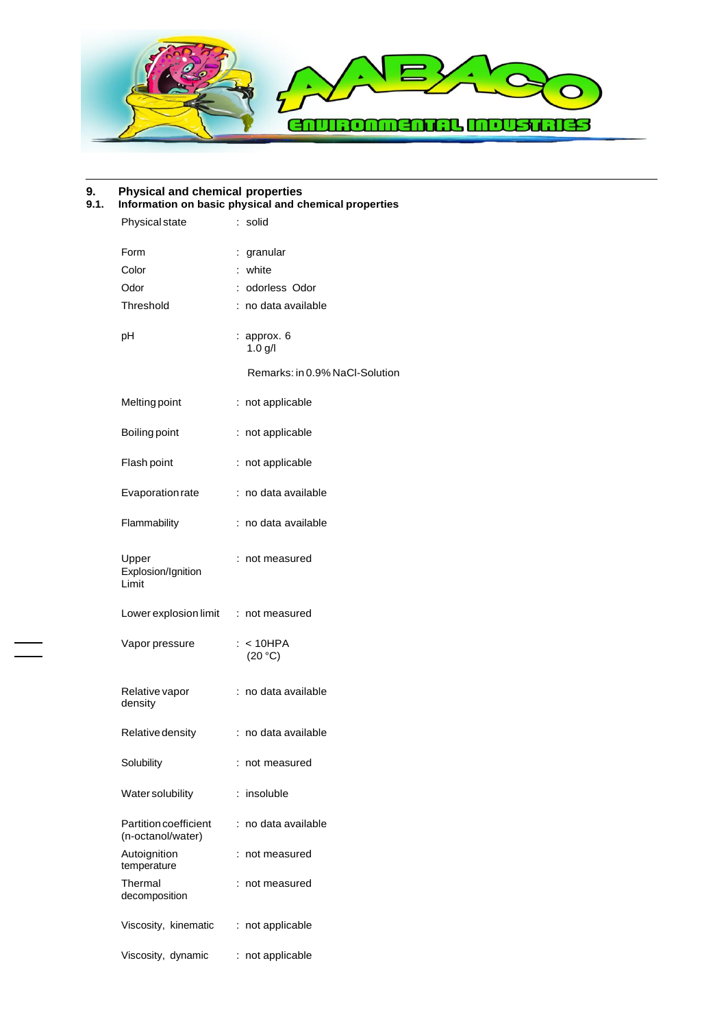## 9. Physical and chemical properties

### 9.1. Information on basic physical and chemical properties

| Property | Value |
|---|---|
| Physical state | : solid |
| Form | : granular |
| Color | : white |
| Odor | : odorless Odor |
| Threshold | : no data available |
| pH | : approx. 6<br>1.0 g/l<br><br>Remarks: in 0.9% NaCl-Solution |
| Melting point | : not applicable |
| Boiling point | : not applicable |
| Flash point | : not applicable |
| Evaporation rate | : no data available |
| Flammability | : no data available |
| Upper Explosion/Ignition Limit | : not measured |
| Lower explosion limit | : not measured |
| Vapor pressure | : < 10HPA<br>(20 °C) |
| Relative vapor density | : no data available |
| Relative density | : no data available |
| Solubility | : not measured |
| Water solubility | : insoluble |
| Partition coefficient (n-octanol/water) | : no data available |
| Autoignition temperature | : not measured |
| Thermal decomposition | : not measured |
| Viscosity, kinematic | : not applicable |
| Viscosity, dynamic | : not applicable |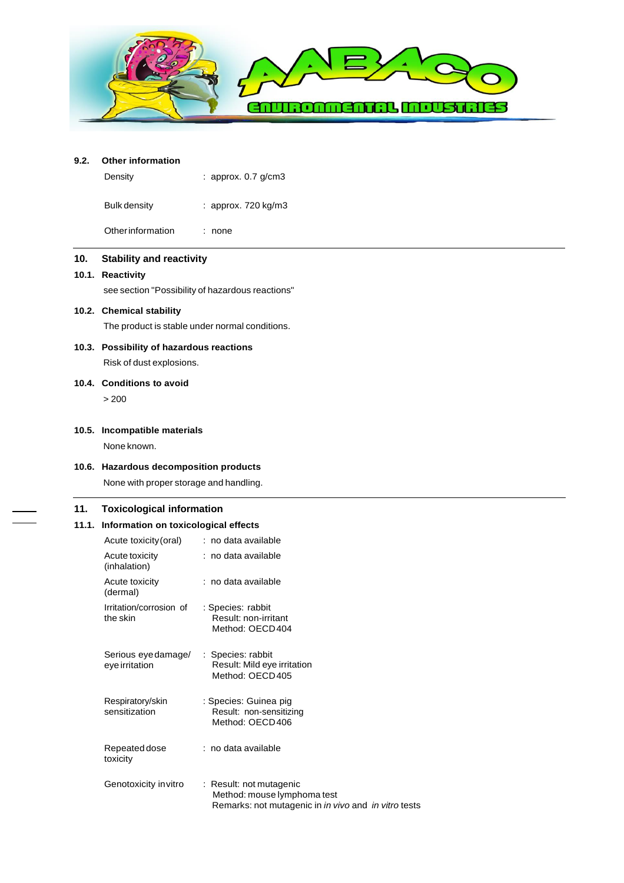## 9.2. Other information

| | |
|---|---|
| Density | : approx. 0.7 g/cm3 |
| Bulk density | : approx. 720 kg/m3 |
| Other information | : none |

# 10. Stability and reactivity

## 10.1. Reactivity

see section "Possibility of hazardous reactions"

## 10.2. Chemical stability

The product is stable under normal conditions.

## 10.3. Possibility of hazardous reactions

Risk of dust explosions.

## 10.4. Conditions to avoid

> 200

## 10.5. Incompatible materials

None known.

## 10.6. Hazardous decomposition products

None with proper storage and handling.

# 11. Toxicological information

## 11.1. Information on toxicological effects

| | |
|---|---|
| Acute toxicity (oral) | : no data available |
| Acute toxicity (inhalation) | : no data available |
| Acute toxicity (dermal) | : no data available |
| Irritation/corrosion of the skin | : Species: rabbit<br>Result: non-irritant<br>Method: OECD 404 |
| Serious eye damage/ eye irritation | : Species: rabbit<br>Result: Mild eye irritation<br>Method: OECD 405 |
| Respiratory/skin sensitization | : Species: Guinea pig<br>Result: non-sensitizing<br>Method: OECD 406 |
| Repeated dose toxicity | : no data available |
| Genotoxicity in vitro | : Result: not mutagenic<br>Method: mouse lymphoma test<br>Remarks: not mutagenic in *in vivo* and *in vitro* tests |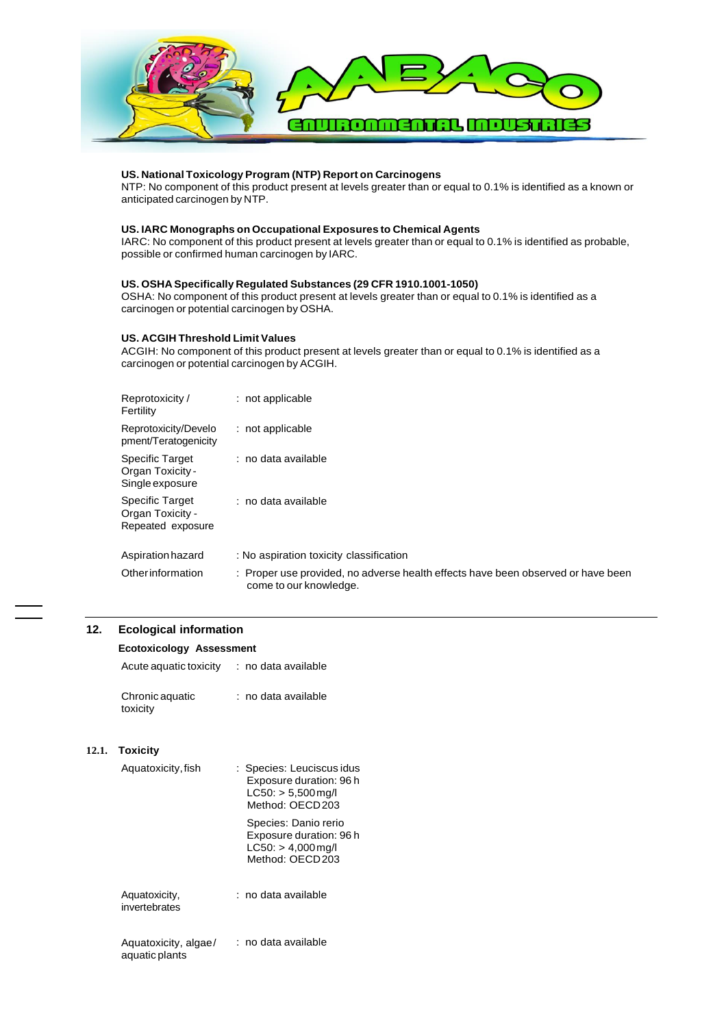**US. National Toxicology Program (NTP) Report on Carcinogens**
NTP: No component of this product present at levels greater than or equal to 0.1% is identified as a known or anticipated carcinogen by NTP.

**US. IARC Monographs on Occupational Exposures to Chemical Agents**
IARC: No component of this product present at levels greater than or equal to 0.1% is identified as probable, possible or confirmed human carcinogen by IARC.

**US. OSHA Specifically Regulated Substances (29 CFR 1910.1001-1050)**
OSHA: No component of this product present at levels greater than or equal to 0.1% is identified as a carcinogen or potential carcinogen by OSHA.

**US. ACGIH Threshold Limit Values**
ACGIH: No component of this product present at levels greater than or equal to 0.1% is identified as a carcinogen or potential carcinogen by ACGIH.

| | |
|---|---|
| Reprotoxicity / Fertility | : not applicable |
| Reprotoxicity/Development/Teratogenicity | : not applicable |
| Specific Target Organ Toxicity - Single exposure | : no data available |
| Specific Target Organ Toxicity - Repeated exposure | : no data available |
| Aspiration hazard | : No aspiration toxicity classification |
| Other information | : Proper use provided, no adverse health effects have been observed or have been come to our knowledge. |

## 12. Ecological information

**Ecotoxicology Assessment**

| | |
|---|---|
| Acute aquatic toxicity | : no data available |
| Chronic aquatic toxicity | : no data available |

### 12.1. Toxicity

| | |
|---|---|
| Aquatoxicity, fish | : Species: Leuciscus idus<br>Exposure duration: 96 h<br>LC50: > 5,500 mg/l<br>Method: OECD 203<br><br>Species: Danio rerio<br>Exposure duration: 96 h<br>LC50: > 4,000 mg/l<br>Method: OECD 203 |
| Aquatoxicity, invertebrates | : no data available |
| Aquatoxicity, algae / aquatic plants | : no data available |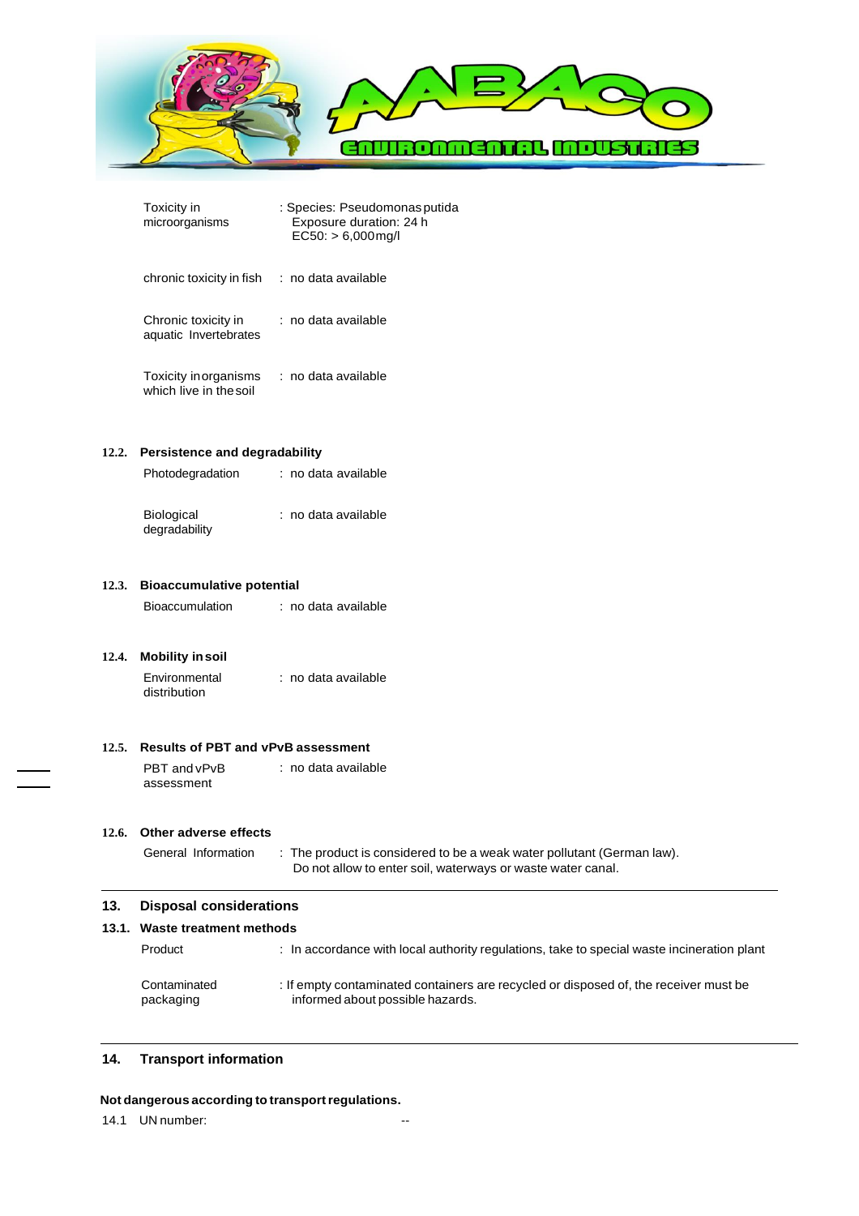| | |
|---|---|
| Toxicity in microorganisms | : Species: Pseudomonas putida<br>Exposure duration: 24 h<br>EC50: > 6,000 mg/l |
| chronic toxicity in fish | : no data available |
| Chronic toxicity in aquatic Invertebrates | : no data available |
| Toxicity in organisms which live in the soil | : no data available |

### 12.2. Persistence and degradability

| | |
|---|---|
| Photodegradation | : no data available |
| Biological degradability | : no data available |

### 12.3. Bioaccumulative potential

| | |
|---|---|
| Bioaccumulation | : no data available |

### 12.4. Mobility in soil

| | |
|---|---|
| Environmental distribution | : no data available |

### 12.5. Results of PBT and vPvB assessment

| | |
|---|---|
| PBT and vPvB assessment | : no data available |

### 12.6. Other adverse effects

| | |
|---|---|
| General Information | : The product is considered to be a weak water pollutant (German law).<br>Do not allow to enter soil, waterways or waste water canal. |

## 13. Disposal considerations

### 13.1. Waste treatment methods

| | |
|---|---|
| Product | : In accordance with local authority regulations, take to special waste incineration plant |
| Contaminated packaging | : If empty contaminated containers are recycled or disposed of, the receiver must be informed about possible hazards. |

## 14. Transport information

**Not dangerous according to transport regulations.**

14.1 UN number: --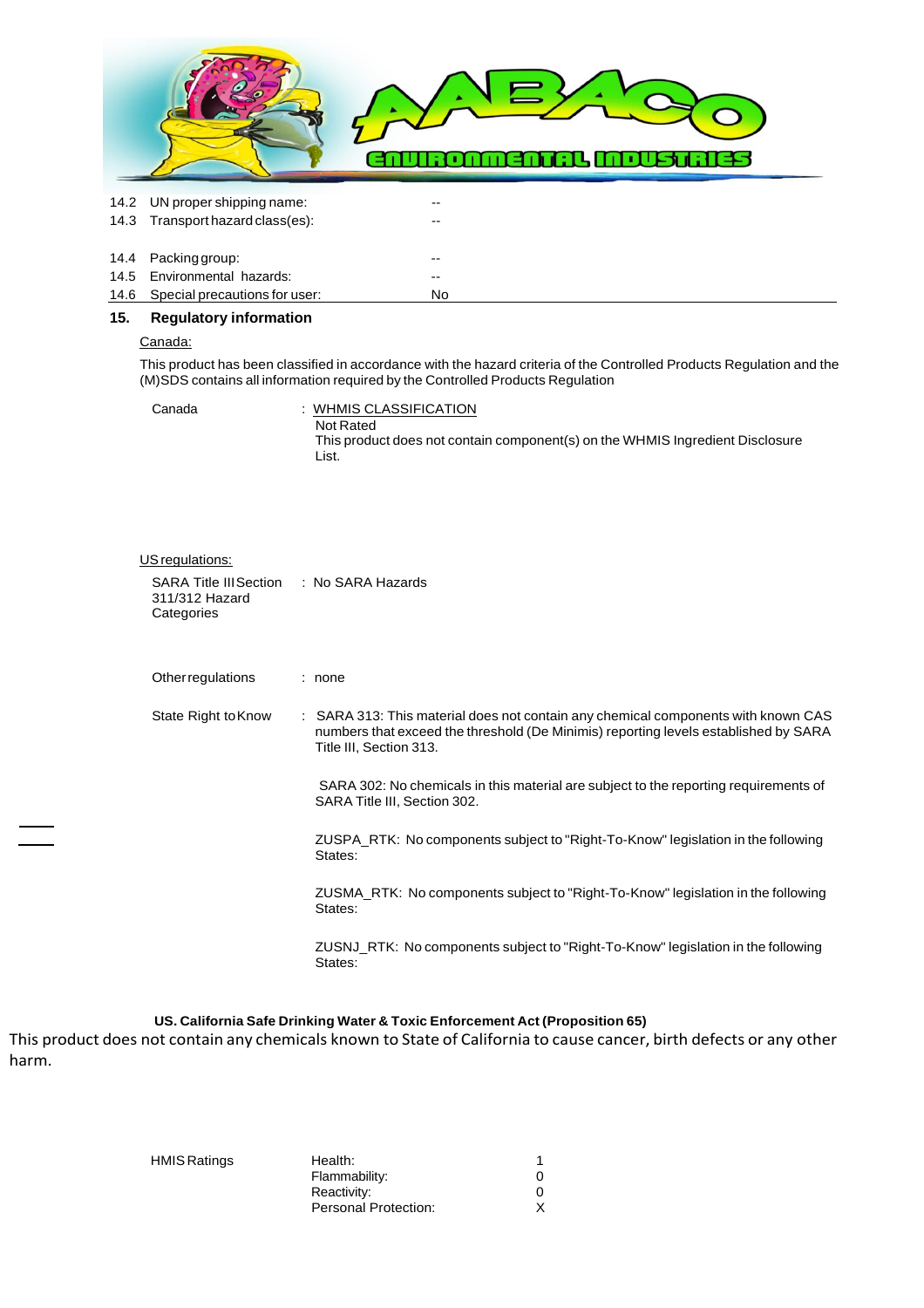| | | |
|---|---|---|
| 14.2 | UN proper shipping name: | -- |
| 14.3 | Transport hazard class(es): | -- |
| 14.4 | Packing group: | -- |
| 14.5 | Environmental hazards: | -- |
| 14.6 | Special precautions for user: | No |

## 15. Regulatory information

Canada:

This product has been classified in accordance with the hazard criteria of the Controlled Products Regulation and the (M)SDS contains all information required by the Controlled Products Regulation

Canada : WHMIS CLASSIFICATION
Not Rated
This product does not contain component(s) on the WHMIS Ingredient Disclosure List.

US regulations:

SARA Title III Section 311/312 Hazard Categories : No SARA Hazards

Other regulations : none

State Right to Know : SARA 313: This material does not contain any chemical components with known CAS numbers that exceed the threshold (De Minimis) reporting levels established by SARA Title III, Section 313.

SARA 302: No chemicals in this material are subject to the reporting requirements of SARA Title III, Section 302.

ZUSPA_RTK: No components subject to "Right-To-Know" legislation in the following States:

ZUSMA_RTK: No components subject to "Right-To-Know" legislation in the following States:

ZUSNJ_RTK: No components subject to "Right-To-Know" legislation in the following States:

**US. California Safe Drinking Water & Toxic Enforcement Act (Proposition 65)**

This product does not contain any chemicals known to State of California to cause cancer, birth defects or any other harm.

| HMIS Ratings | | |
|---|---|---|
| | Health: | 1 |
| | Flammability: | 0 |
| | Reactivity: | 0 |
| | Personal Protection: | X |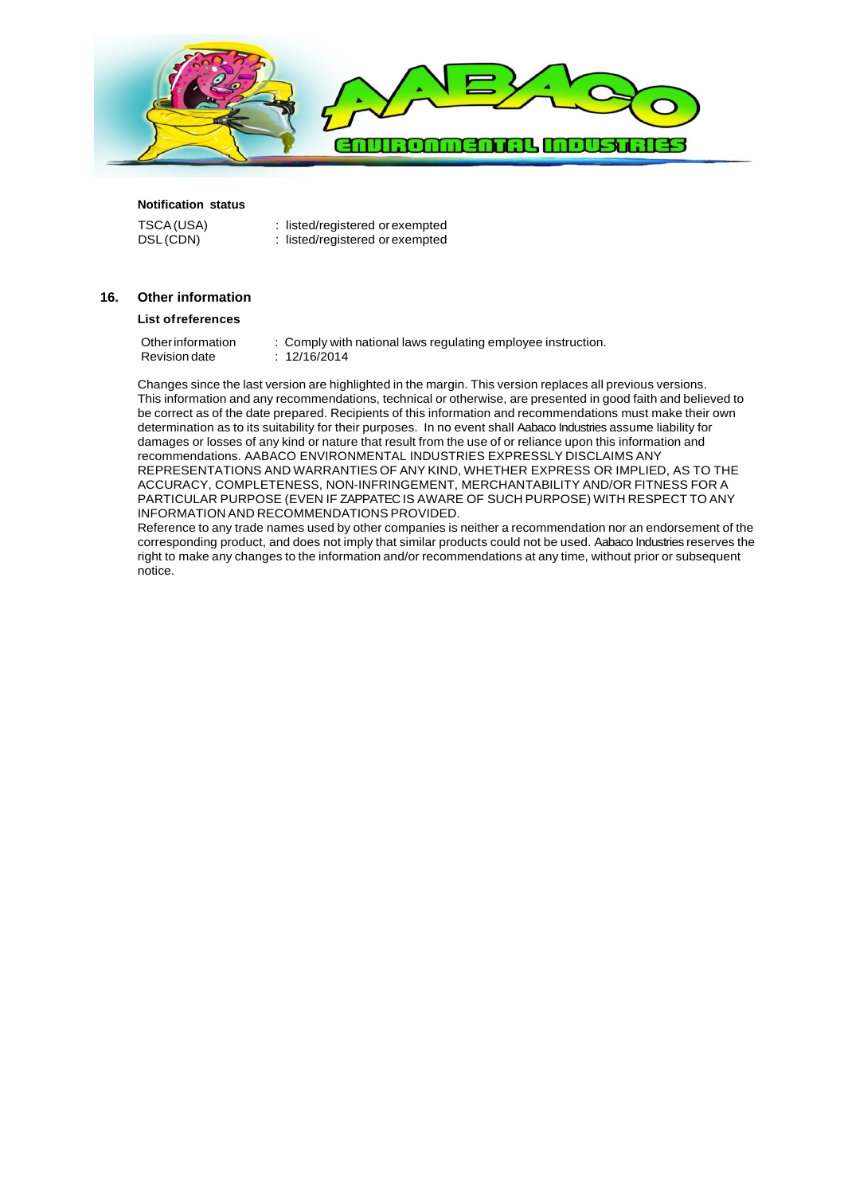**Notification status**

TSCA (USA) : listed/registered or exempted
DSL (CDN) : listed/registered or exempted

## 16. Other information

**List of references**

Other information : Comply with national laws regulating employee instruction.
Revision date : 12/16/2014

Changes since the last version are highlighted in the margin. This version replaces all previous versions.
This information and any recommendations, technical or otherwise, are presented in good faith and believed to be correct as of the date prepared. Recipients of this information and recommendations must make their own determination as to its suitability for their purposes. In no event shall Aabaco Industries assume liability for damages or losses of any kind or nature that result from the use of or reliance upon this information and recommendations. AABACO ENVIRONMENTAL INDUSTRIES EXPRESSLY DISCLAIMS ANY REPRESENTATIONS AND WARRANTIES OF ANY KIND, WHETHER EXPRESS OR IMPLIED, AS TO THE ACCURACY, COMPLETENESS, NON-INFRINGEMENT, MERCHANTABILITY AND/OR FITNESS FOR A PARTICULAR PURPOSE (EVEN IF ZAPPATEC IS AWARE OF SUCH PURPOSE) WITH RESPECT TO ANY INFORMATION AND RECOMMENDATIONS PROVIDED.
Reference to any trade names used by other companies is neither a recommendation nor an endorsement of the corresponding product, and does not imply that similar products could not be used. Aabaco Industries reserves the right to make any changes to the information and/or recommendations at any time, without prior or subsequent notice.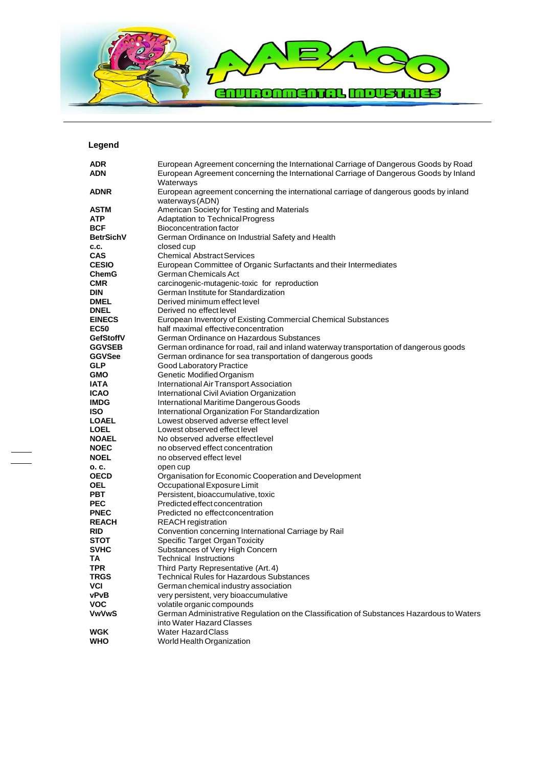## Legend

| | |
|---|---|
| **ADR** | European Agreement concerning the International Carriage of Dangerous Goods by Road |
| **ADN** | European Agreement concerning the International Carriage of Dangerous Goods by Inland Waterways |
| **ADNR** | European agreement concerning the international carriage of dangerous goods by inland waterways (ADN) |
| **ASTM** | American Society for Testing and Materials |
| **ATP** | Adaptation to Technical Progress |
| **BCF** | Bioconcentration factor |
| **BetrSichV** | German Ordinance on Industrial Safety and Health |
| **c.c.** | closed cup |
| **CAS** | Chemical Abstract Services |
| **CESIO** | European Committee of Organic Surfactants and their Intermediates |
| **ChemG** | German Chemicals Act |
| **CMR** | carcinogenic-mutagenic-toxic for reproduction |
| **DIN** | German Institute for Standardization |
| **DMEL** | Derived minimum effect level |
| **DNEL** | Derived no effect level |
| **EINECS** | European Inventory of Existing Commercial Chemical Substances |
| **EC50** | half maximal effective concentration |
| **GefStoffV** | German Ordinance on Hazardous Substances |
| **GGVSEB** | German ordinance for road, rail and inland waterway transportation of dangerous goods |
| **GGVSee** | German ordinance for sea transportation of dangerous goods |
| **GLP** | Good Laboratory Practice |
| **GMO** | Genetic Modified Organism |
| **IATA** | International Air Transport Association |
| **ICAO** | International Civil Aviation Organization |
| **IMDG** | International Maritime Dangerous Goods |
| **ISO** | International Organization For Standardization |
| **LOAEL** | Lowest observed adverse effect level |
| **LOEL** | Lowest observed effect level |
| **NOAEL** | No observed adverse effect level |
| **NOEC** | no observed effect concentration |
| **NOEL** | no observed effect level |
| **o. c.** | open cup |
| **OECD** | Organisation for Economic Cooperation and Development |
| **OEL** | Occupational Exposure Limit |
| **PBT** | Persistent, bioaccumulative, toxic |
| **PEC** | Predicted effect concentration |
| **PNEC** | Predicted no effect concentration |
| **REACH** | REACH registration |
| **RID** | Convention concerning International Carriage by Rail |
| **STOT** | Specific Target Organ Toxicity |
| **SVHC** | Substances of Very High Concern |
| **TA** | Technical Instructions |
| **TPR** | Third Party Representative (Art. 4) |
| **TRGS** | Technical Rules for Hazardous Substances |
| **VCI** | German chemical industry association |
| **vPvB** | very persistent, very bioaccumulative |
| **VOC** | volatile organic compounds |
| **VwVwS** | German Administrative Regulation on the Classification of Substances Hazardous to Waters into Water Hazard Classes |
| **WGK** | Water Hazard Class |
| **WHO** | World Health Organization |